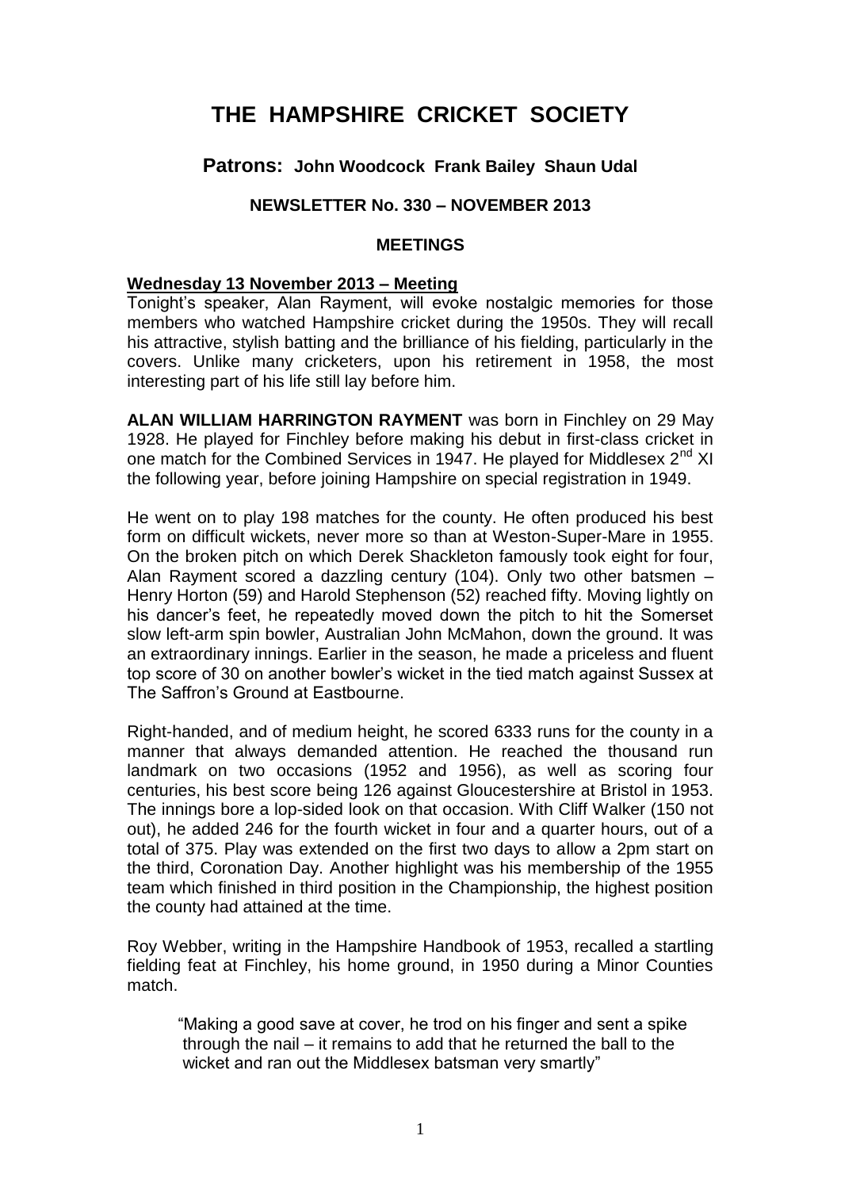# THE HAMPSHIRE CRICKET SOCIETY

## Patrons: John Woodcock Frank Bailey Shaun Udal

### NEWSLETTER No. 330 – NOVEMBER 2013

### MEETINGS

**Wednesday 13 November 2013 – Meeting**

Tonight's speaker, Alan Rayment, will evoke nostalgic memories for those members who watched Hampshire cricket during the 1950s. They will recall his attractive, stylish batting and the brilliance of his fielding, particularly in the covers. Unlike many cricketers, upon his retirement in 1958, the most interesting part of his life still lay before him.

**ALAN WILLIAM HARRINGTON RAYMENT** was born in Finchley on 29 May 1928. He played for Finchley before making his debut in first-class cricket in one match for the Combined Services in 1947. He played for Middlesex 2nd XI the following year, before joining Hampshire on special registration in 1949.

He went on to play 198 matches for the county. He often produced his best form on difficult wickets, never more so than at Weston-Super-Mare in 1955. On the broken pitch on which Derek Shackleton famously took eight for four, Alan Rayment scored a dazzling century (104). Only two other batsmen – Henry Horton (59) and Harold Stephenson (52) reached fifty. Moving lightly on his dancer's feet, he repeatedly moved down the pitch to hit the Somerset slow left-arm spin bowler, Australian John McMahon, down the ground. It was an extraordinary innings. Earlier in the season, he made a priceless and fluent top score of 30 on another bowler's wicket in the tied match against Sussex at The Saffron's Ground at Eastbourne.

Right-handed, and of medium height, he scored 6333 runs for the county in a manner that always demanded attention. He reached the thousand run landmark on two occasions (1952 and 1956), as well as scoring four centuries, his best score being 126 against Gloucestershire at Bristol in 1953. The innings bore a lop-sided look on that occasion. With Cliff Walker (150 not out), he added 246 for the fourth wicket in four and a quarter hours, out of a total of 375. Play was extended on the first two days to allow a 2pm start on the third, Coronation Day. Another highlight was his membership of the 1955 team which finished in third position in the Championship, the highest position the county had attained at the time.

Roy Webber, writing in the Hampshire Handbook of 1953, recalled a startling fielding feat at Finchley, his home ground, in 1950 during a Minor Counties match.

> "Making a good save at cover, he trod on his finger and sent a spike through the nail – it remains to add that he returned the ball to the wicket and ran out the Middlesex batsman very smartly"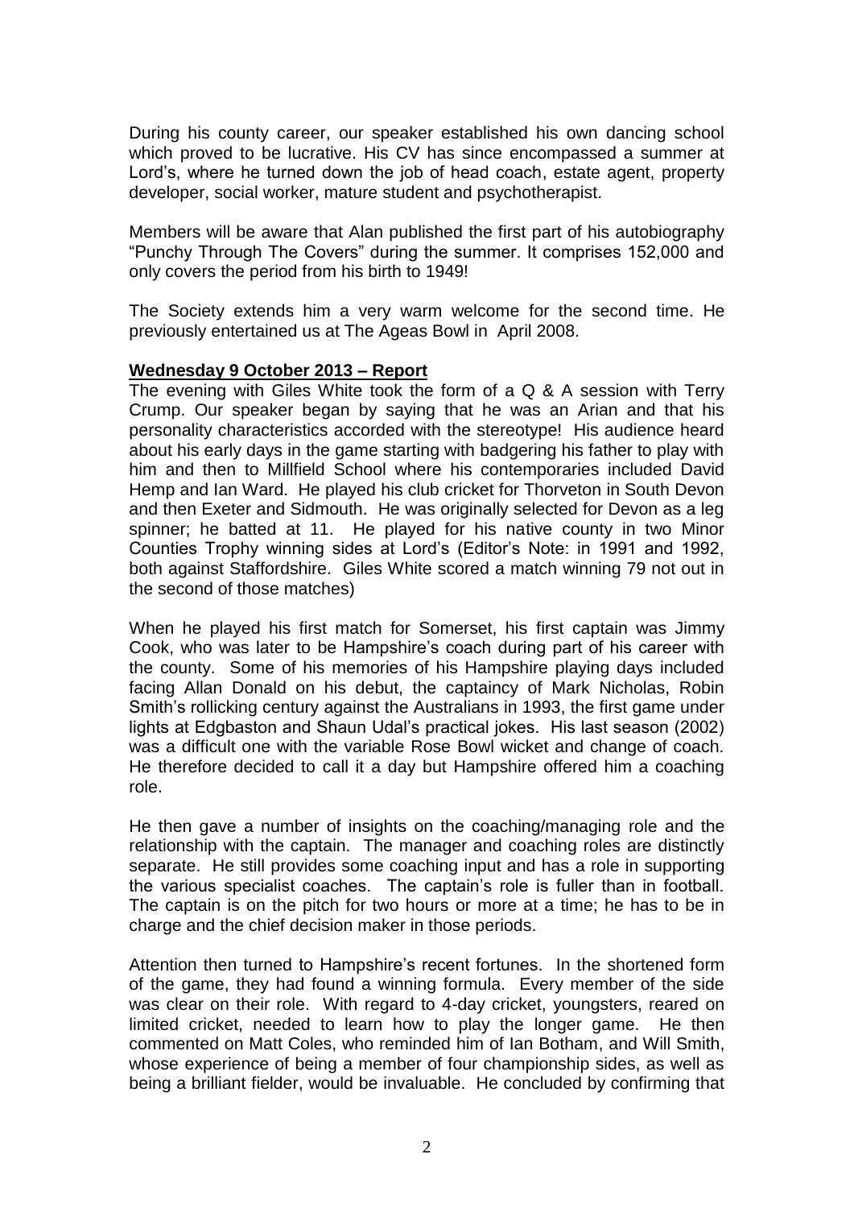During his county career, our speaker established his own dancing school which proved to be lucrative. His CV has since encompassed a summer at Lord's, where he turned down the job of head coach, estate agent, property developer, social worker, mature student and psychotherapist.

Members will be aware that Alan published the first part of his autobiography "Punchy Through The Covers" during the summer. It comprises 152,000 and only covers the period from his birth to 1949!

The Society extends him a very warm welcome for the second time. He previously entertained us at The Ageas Bowl in April 2008.

**Wednesday 9 October 2013 – Report**

The evening with Giles White took the form of a Q & A session with Terry Crump. Our speaker began by saying that he was an Arian and that his personality characteristics accorded with the stereotype! His audience heard about his early days in the game starting with badgering his father to play with him and then to Millfield School where his contemporaries included David Hemp and Ian Ward. He played his club cricket for Thorveton in South Devon and then Exeter and Sidmouth. He was originally selected for Devon as a leg spinner; he batted at 11. He played for his native county in two Minor Counties Trophy winning sides at Lord's (Editor's Note: in 1991 and 1992, both against Staffordshire. Giles White scored a match winning 79 not out in the second of those matches)

When he played his first match for Somerset, his first captain was Jimmy Cook, who was later to be Hampshire's coach during part of his career with the county. Some of his memories of his Hampshire playing days included facing Allan Donald on his debut, the captaincy of Mark Nicholas, Robin Smith's rollicking century against the Australians in 1993, the first game under lights at Edgbaston and Shaun Udal's practical jokes. His last season (2002) was a difficult one with the variable Rose Bowl wicket and change of coach. He therefore decided to call it a day but Hampshire offered him a coaching role.

He then gave a number of insights on the coaching/managing role and the relationship with the captain. The manager and coaching roles are distinctly separate. He still provides some coaching input and has a role in supporting the various specialist coaches. The captain's role is fuller than in football. The captain is on the pitch for two hours or more at a time; he has to be in charge and the chief decision maker in those periods.

Attention then turned to Hampshire's recent fortunes. In the shortened form of the game, they had found a winning formula. Every member of the side was clear on their role. With regard to 4-day cricket, youngsters, reared on limited cricket, needed to learn how to play the longer game. He then commented on Matt Coles, who reminded him of Ian Botham, and Will Smith, whose experience of being a member of four championship sides, as well as being a brilliant fielder, would be invaluable. He concluded by confirming that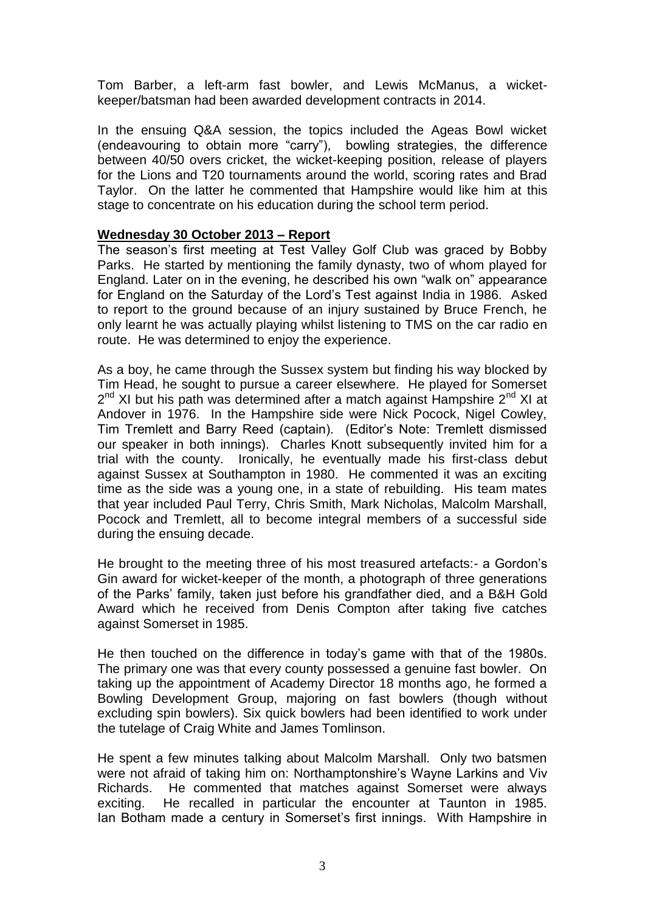Tom Barber, a left-arm fast bowler, and Lewis McManus, a wicket-keeper/batsman had been awarded development contracts in 2014.

In the ensuing Q&A session, the topics included the Ageas Bowl wicket (endeavouring to obtain more "carry"), bowling strategies, the difference between 40/50 overs cricket, the wicket-keeping position, release of players for the Lions and T20 tournaments around the world, scoring rates and Brad Taylor. On the latter he commented that Hampshire would like him at this stage to concentrate on his education during the school term period.

**Wednesday 30 October 2013 – Report**

The season's first meeting at Test Valley Golf Club was graced by Bobby Parks. He started by mentioning the family dynasty, two of whom played for England. Later on in the evening, he described his own "walk on" appearance for England on the Saturday of the Lord's Test against India in 1986. Asked to report to the ground because of an injury sustained by Bruce French, he only learnt he was actually playing whilst listening to TMS on the car radio en route. He was determined to enjoy the experience.

As a boy, he came through the Sussex system but finding his way blocked by Tim Head, he sought to pursue a career elsewhere. He played for Somerset 2nd XI but his path was determined after a match against Hampshire 2nd XI at Andover in 1976. In the Hampshire side were Nick Pocock, Nigel Cowley, Tim Tremlett and Barry Reed (captain). (Editor's Note: Tremlett dismissed our speaker in both innings). Charles Knott subsequently invited him for a trial with the county. Ironically, he eventually made his first-class debut against Sussex at Southampton in 1980. He commented it was an exciting time as the side was a young one, in a state of rebuilding. His team mates that year included Paul Terry, Chris Smith, Mark Nicholas, Malcolm Marshall, Pocock and Tremlett, all to become integral members of a successful side during the ensuing decade.

He brought to the meeting three of his most treasured artefacts:- a Gordon's Gin award for wicket-keeper of the month, a photograph of three generations of the Parks' family, taken just before his grandfather died, and a B&H Gold Award which he received from Denis Compton after taking five catches against Somerset in 1985.

He then touched on the difference in today's game with that of the 1980s. The primary one was that every county possessed a genuine fast bowler. On taking up the appointment of Academy Director 18 months ago, he formed a Bowling Development Group, majoring on fast bowlers (though without excluding spin bowlers). Six quick bowlers had been identified to work under the tutelage of Craig White and James Tomlinson.

He spent a few minutes talking about Malcolm Marshall. Only two batsmen were not afraid of taking him on: Northamptonshire's Wayne Larkins and Viv Richards. He commented that matches against Somerset were always exciting. He recalled in particular the encounter at Taunton in 1985. Ian Botham made a century in Somerset's first innings. With Hampshire in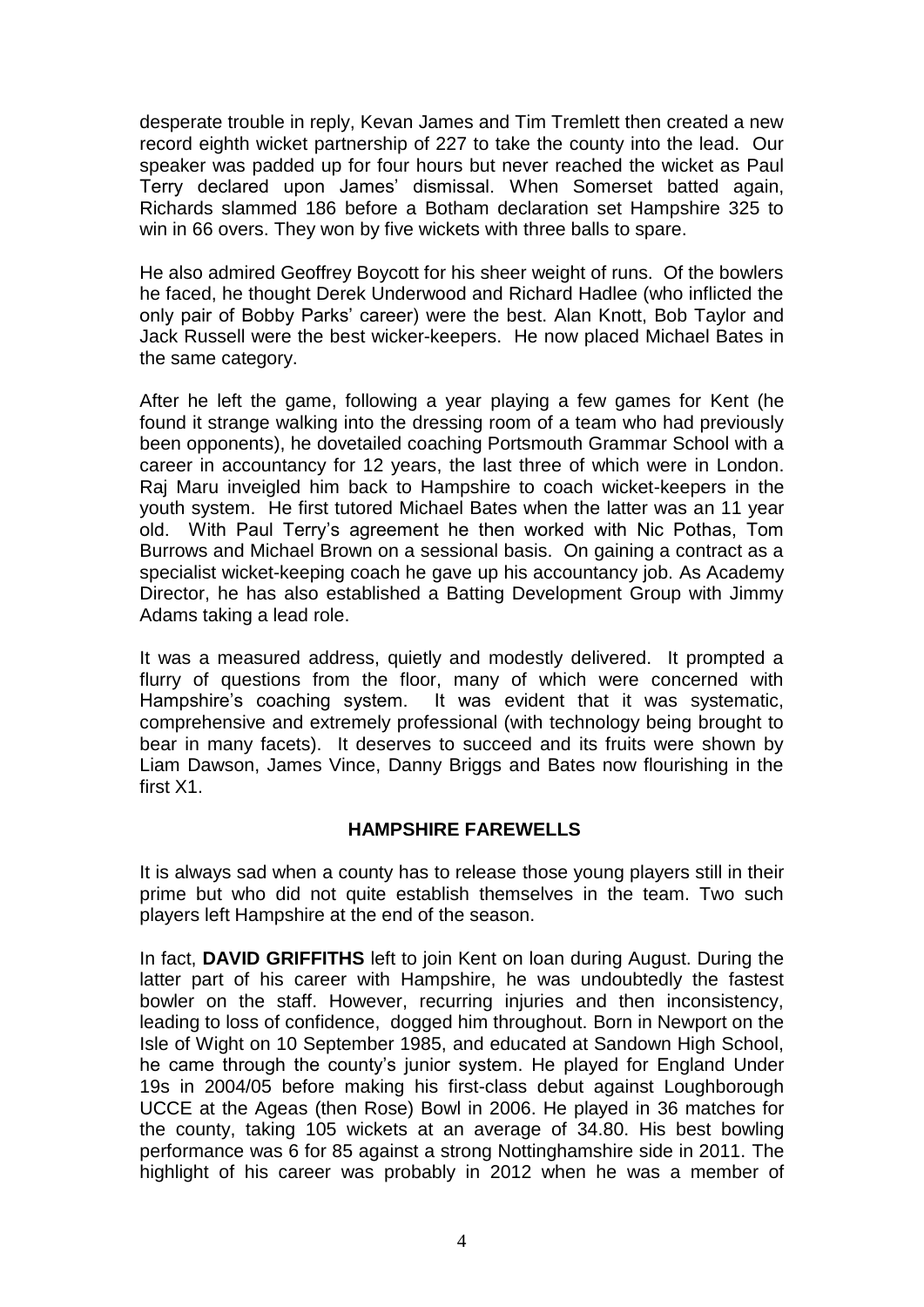desperate trouble in reply, Kevan James and Tim Tremlett then created a new record eighth wicket partnership of 227 to take the county into the lead. Our speaker was padded up for four hours but never reached the wicket as Paul Terry declared upon James' dismissal. When Somerset batted again, Richards slammed 186 before a Botham declaration set Hampshire 325 to win in 66 overs. They won by five wickets with three balls to spare.

He also admired Geoffrey Boycott for his sheer weight of runs. Of the bowlers he faced, he thought Derek Underwood and Richard Hadlee (who inflicted the only pair of Bobby Parks' career) were the best. Alan Knott, Bob Taylor and Jack Russell were the best wicker-keepers. He now placed Michael Bates in the same category.

After he left the game, following a year playing a few games for Kent (he found it strange walking into the dressing room of a team who had previously been opponents), he dovetailed coaching Portsmouth Grammar School with a career in accountancy for 12 years, the last three of which were in London. Raj Maru inveigled him back to Hampshire to coach wicket-keepers in the youth system. He first tutored Michael Bates when the latter was an 11 year old. With Paul Terry's agreement he then worked with Nic Pothas, Tom Burrows and Michael Brown on a sessional basis. On gaining a contract as a specialist wicket-keeping coach he gave up his accountancy job. As Academy Director, he has also established a Batting Development Group with Jimmy Adams taking a lead role.

It was a measured address, quietly and modestly delivered. It prompted a flurry of questions from the floor, many of which were concerned with Hampshire's coaching system. It was evident that it was systematic, comprehensive and extremely professional (with technology being brought to bear in many facets). It deserves to succeed and its fruits were shown by Liam Dawson, James Vince, Danny Briggs and Bates now flourishing in the first X1.

## HAMPSHIRE FAREWELLS

It is always sad when a county has to release those young players still in their prime but who did not quite establish themselves in the team. Two such players left Hampshire at the end of the season.

In fact, **DAVID GRIFFITHS** left to join Kent on loan during August. During the latter part of his career with Hampshire, he was undoubtedly the fastest bowler on the staff. However, recurring injuries and then inconsistency, leading to loss of confidence, dogged him throughout. Born in Newport on the Isle of Wight on 10 September 1985, and educated at Sandown High School, he came through the county's junior system. He played for England Under 19s in 2004/05 before making his first-class debut against Loughborough UCCE at the Ageas (then Rose) Bowl in 2006. He played in 36 matches for the county, taking 105 wickets at an average of 34.80. His best bowling performance was 6 for 85 against a strong Nottinghamshire side in 2011. The highlight of his career was probably in 2012 when he was a member of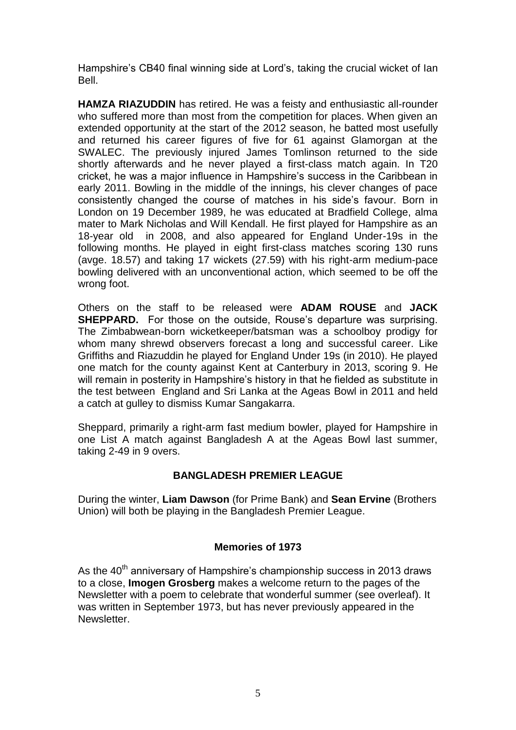Hampshire's CB40 final winning side at Lord's, taking the crucial wicket of Ian Bell.

**HAMZA RIAZUDDIN** has retired. He was a feisty and enthusiastic all-rounder who suffered more than most from the competition for places. When given an extended opportunity at the start of the 2012 season, he batted most usefully and returned his career figures of five for 61 against Glamorgan at the SWALEC. The previously injured James Tomlinson returned to the side shortly afterwards and he never played a first-class match again. In T20 cricket, he was a major influence in Hampshire's success in the Caribbean in early 2011. Bowling in the middle of the innings, his clever changes of pace consistently changed the course of matches in his side's favour. Born in London on 19 December 1989, he was educated at Bradfield College, alma mater to Mark Nicholas and Will Kendall. He first played for Hampshire as an 18-year old in 2008, and also appeared for England Under-19s in the following months. He played in eight first-class matches scoring 130 runs (avge. 18.57) and taking 17 wickets (27.59) with his right-arm medium-pace bowling delivered with an unconventional action, which seemed to be off the wrong foot.

Others on the staff to be released were **ADAM ROUSE** and **JACK SHEPPARD.** For those on the outside, Rouse's departure was surprising. The Zimbabwean-born wicketkeeper/batsman was a schoolboy prodigy for whom many shrewd observers forecast a long and successful career. Like Griffiths and Riazuddin he played for England Under 19s (in 2010). He played one match for the county against Kent at Canterbury in 2013, scoring 9. He will remain in posterity in Hampshire's history in that he fielded as substitute in the test between England and Sri Lanka at the Ageas Bowl in 2011 and held a catch at gulley to dismiss Kumar Sangakarra.

Sheppard, primarily a right-arm fast medium bowler, played for Hampshire in one List A match against Bangladesh A at the Ageas Bowl last summer, taking 2-49 in 9 overs.

## BANGLADESH PREMIER LEAGUE

During the winter, **Liam Dawson** (for Prime Bank) and **Sean Ervine** (Brothers Union) will both be playing in the Bangladesh Premier League.

## Memories of 1973

As the 40th anniversary of Hampshire's championship success in 2013 draws to a close, **Imogen Grosberg** makes a welcome return to the pages of the Newsletter with a poem to celebrate that wonderful summer (see overleaf). It was written in September 1973, but has never previously appeared in the Newsletter.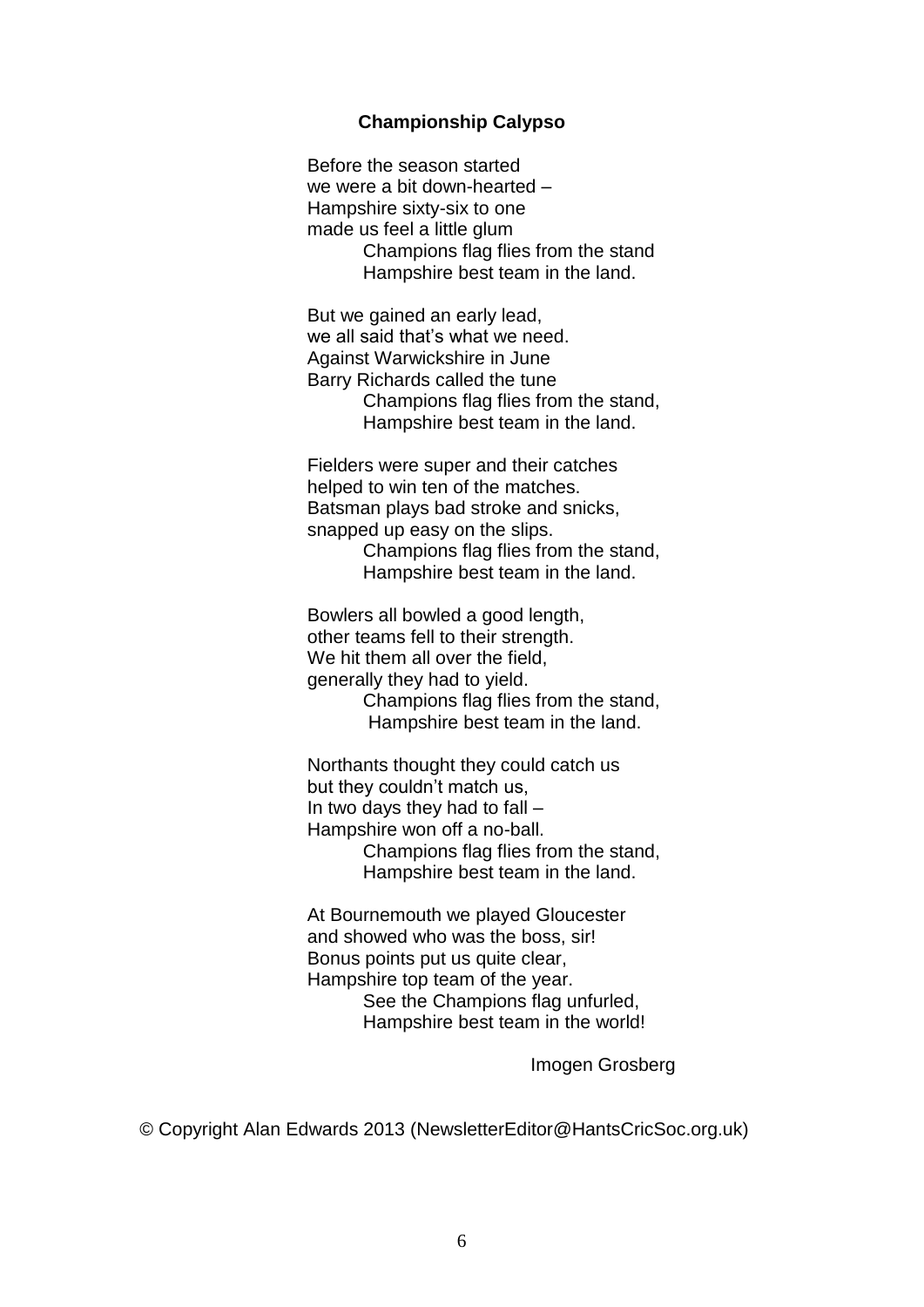**Championship Calypso**

Before the season started  
we were a bit down-hearted –  
Hampshire sixty-six to one  
made us feel a little glum  
    Champions flag flies from the stand  
    Hampshire best team in the land.

But we gained an early lead,  
we all said that's what we need.  
Against Warwickshire in June  
Barry Richards called the tune  
    Champions flag flies from the stand,  
    Hampshire best team in the land.

Fielders were super and their catches  
helped to win ten of the matches.  
Batsman plays bad stroke and snicks,  
snapped up easy on the slips.  
    Champions flag flies from the stand,  
    Hampshire best team in the land.

Bowlers all bowled a good length,  
other teams fell to their strength.  
We hit them all over the field,  
generally they had to yield.  
    Champions flag flies from the stand,  
    Hampshire best team in the land.

Northants thought they could catch us  
but they couldn't match us,  
In two days they had to fall –  
Hampshire won off a no-ball.  
    Champions flag flies from the stand,  
    Hampshire best team in the land.

At Bournemouth we played Gloucester  
and showed who was the boss, sir!  
Bonus points put us quite clear,  
Hampshire top team of the year.  
    See the Champions flag unfurled,  
    Hampshire best team in the world!

Imogen Grosberg

© Copyright Alan Edwards 2013 (NewsletterEditor@HantsCricSoc.org.uk)